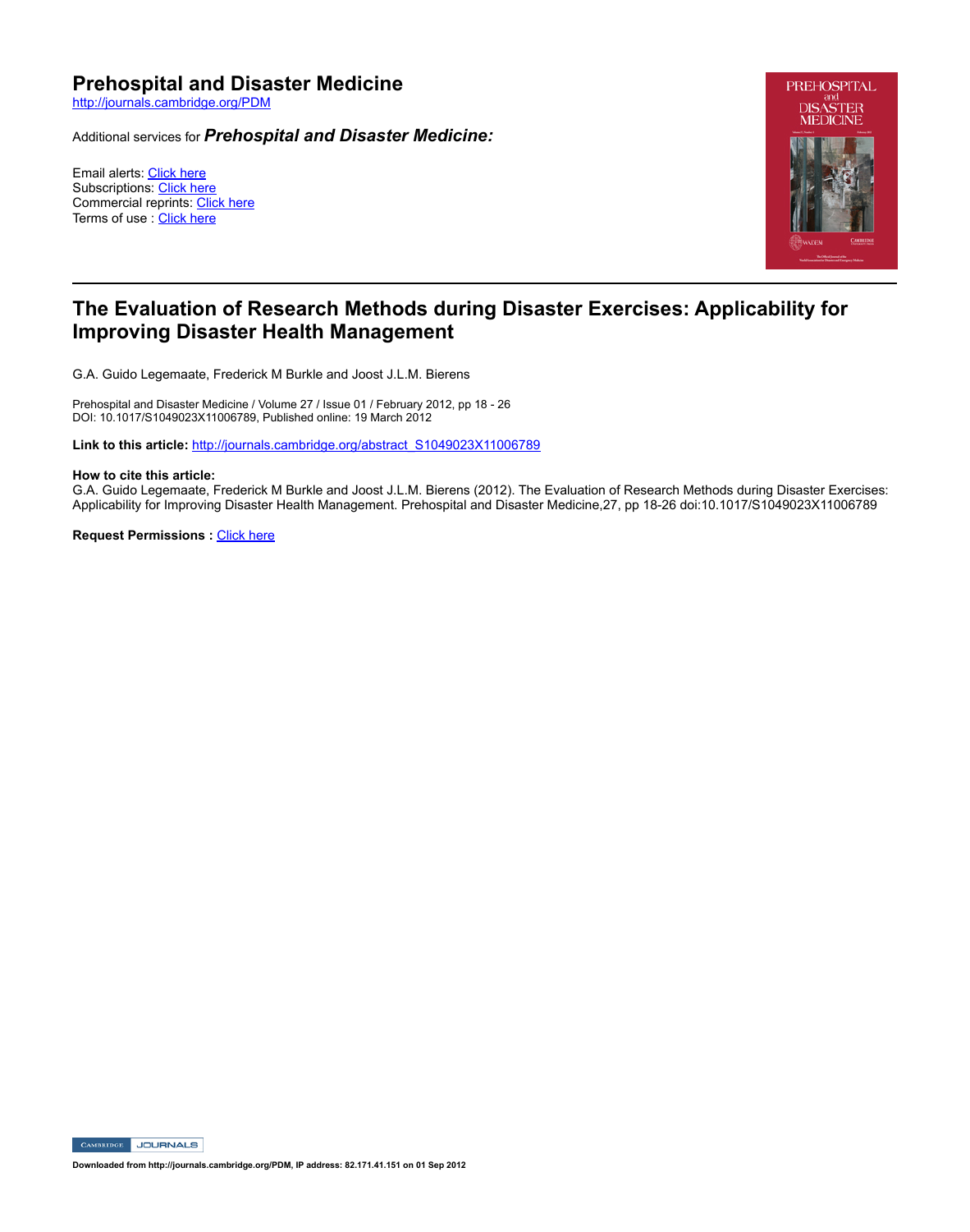# Prehospital and Disaster Medicine

http://journals.cambridge.org/PDM

Additional services for ***Prehospital and Disaster Medicine:***

Email alerts: Click here
Subscriptions: Click here
Commercial reprints: Click here
Terms of use : Click here

## The Evaluation of Research Methods during Disaster Exercises: Applicability for Improving Disaster Health Management

G.A. Guido Legemaate, Frederick M Burkle and Joost J.L.M. Bierens

Prehospital and Disaster Medicine / Volume 27 / Issue 01 / February 2012, pp 18 - 26
DOI: 10.1017/S1049023X11006789, Published online: 19 March 2012

**Link to this article:** http://journals.cambridge.org/abstract_S1049023X11006789

**How to cite this article:**
G.A. Guido Legemaate, Frederick M Burkle and Joost J.L.M. Bierens (2012). The Evaluation of Research Methods during Disaster Exercises: Applicability for Improving Disaster Health Management. Prehospital and Disaster Medicine,27, pp 18-26 doi:10.1017/S1049023X11006789

**Request Permissions :** Click here

Downloaded from http://journals.cambridge.org/PDM, IP address: 82.171.41.151 on 01 Sep 2012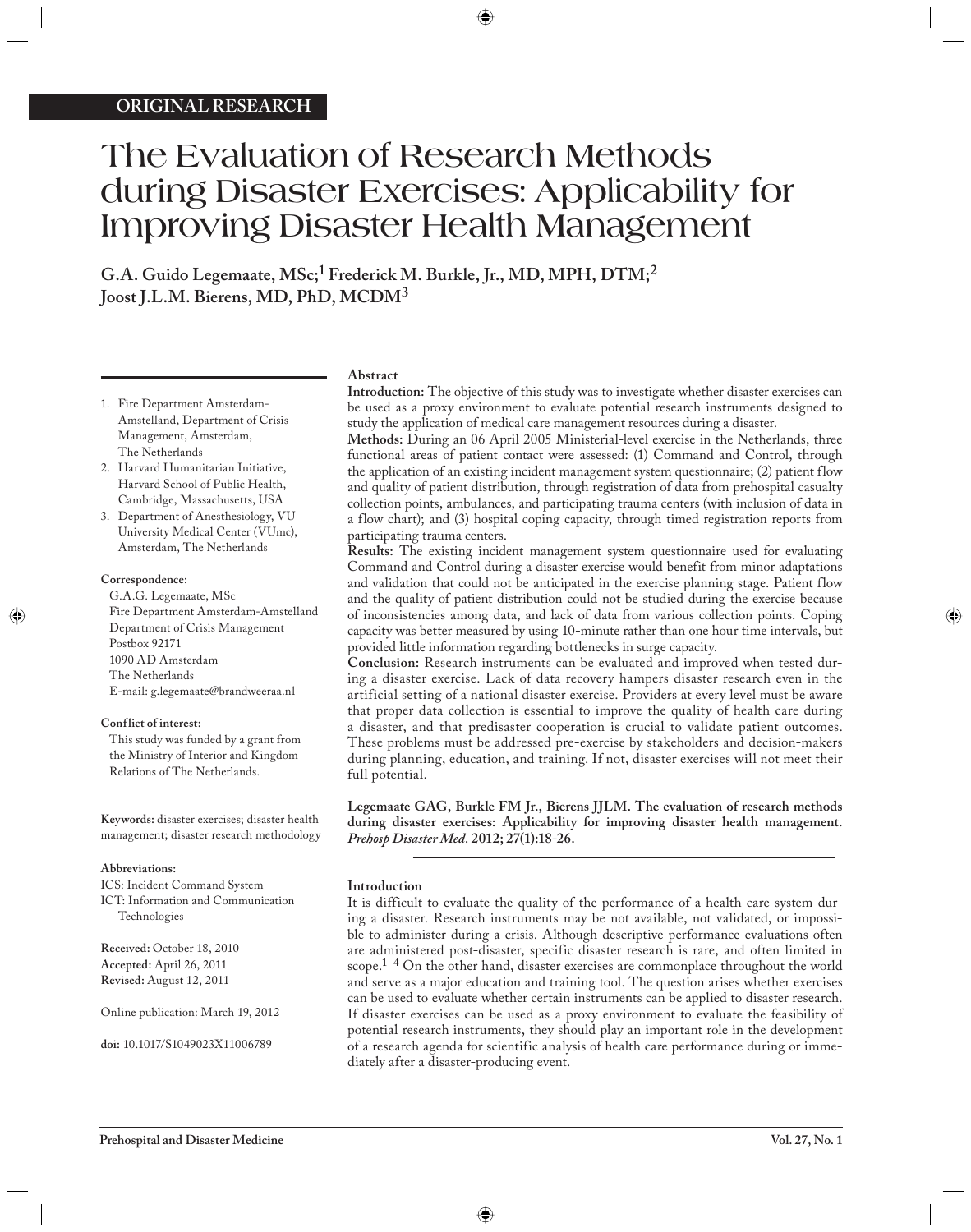ORIGINAL RESEARCH

# The Evaluation of Research Methods during Disaster Exercises: Applicability for Improving Disaster Health Management

**G.A. Guido Legemaate, MSc;[1] Frederick M. Burkle, Jr., MD, MPH, DTM;[2] Joost J.L.M. Bierens, MD, PhD, MCDM[3]**

1. Fire Department Amsterdam-Amstelland, Department of Crisis Management, Amsterdam, The Netherlands
2. Harvard Humanitarian Initiative, Harvard School of Public Health, Cambridge, Massachusetts, USA
3. Department of Anesthesiology, VU University Medical Center (VUmc), Amsterdam, The Netherlands

**Correspondence:**
G.A.G. Legemaate, MSc
Fire Department Amsterdam-Amstelland
Department of Crisis Management
Postbox 92171
1090 AD Amsterdam
The Netherlands
E-mail: g.legemaate@brandweeraa.nl

**Conflict of interest:**
This study was funded by a grant from the Ministry of Interior and Kingdom Relations of The Netherlands.

**Keywords:** disaster exercises; disaster health management; disaster research methodology

**Abbreviations:**
ICS: Incident Command System
ICT: Information and Communication Technologies

**Received:** October 18, 2010
**Accepted:** April 26, 2011
**Revised:** August 12, 2011

Online publication: March 19, 2012

**doi:** 10.1017/S1049023X11006789

## Abstract

**Introduction:** The objective of this study was to investigate whether disaster exercises can be used as a proxy environment to evaluate potential research instruments designed to study the application of medical care management resources during a disaster.

**Methods:** During an 06 April 2005 Ministerial-level exercise in the Netherlands, three functional areas of patient contact were assessed: (1) Command and Control, through the application of an existing incident management system questionnaire; (2) patient flow and quality of patient distribution, through registration of data from prehospital casualty collection points, ambulances, and participating trauma centers (with inclusion of data in a flow chart); and (3) hospital coping capacity, through timed registration reports from participating trauma centers.

**Results:** The existing incident management system questionnaire used for evaluating Command and Control during a disaster exercise would benefit from minor adaptations and validation that could not be anticipated in the exercise planning stage. Patient flow and the quality of patient distribution could not be studied during the exercise because of inconsistencies among data, and lack of data from various collection points. Coping capacity was better measured by using 10-minute rather than one hour time intervals, but provided little information regarding bottlenecks in surge capacity.

**Conclusion:** Research instruments can be evaluated and improved when tested during a disaster exercise. Lack of data recovery hampers disaster research even in the artificial setting of a national disaster exercise. Providers at every level must be aware that proper data collection is essential to improve the quality of health care during a disaster, and that predisaster cooperation is crucial to validate patient outcomes. These problems must be addressed pre-exercise by stakeholders and decision-makers during planning, education, and training. If not, disaster exercises will not meet their full potential.

**Legemaate GAG, Burkle FM Jr., Bierens JJLM. The evaluation of research methods during disaster exercises: Applicability for improving disaster health management.** ***Prehosp Disaster Med*. 2012; 27(1):18-26.**

## Introduction

It is difficult to evaluate the quality of the performance of a health care system during a disaster. Research instruments may be not available, not validated, or impossible to administer during a crisis. Although descriptive performance evaluations often are administered post-disaster, specific disaster research is rare, and often limited in scope.[1–4] On the other hand, disaster exercises are commonplace throughout the world and serve as a major education and training tool. The question arises whether exercises can be used to evaluate whether certain instruments can be applied to disaster research. If disaster exercises can be used as a proxy environment to evaluate the feasibility of potential research instruments, they should play an important role in the development of a research agenda for scientific analysis of health care performance during or immediately after a disaster-producing event.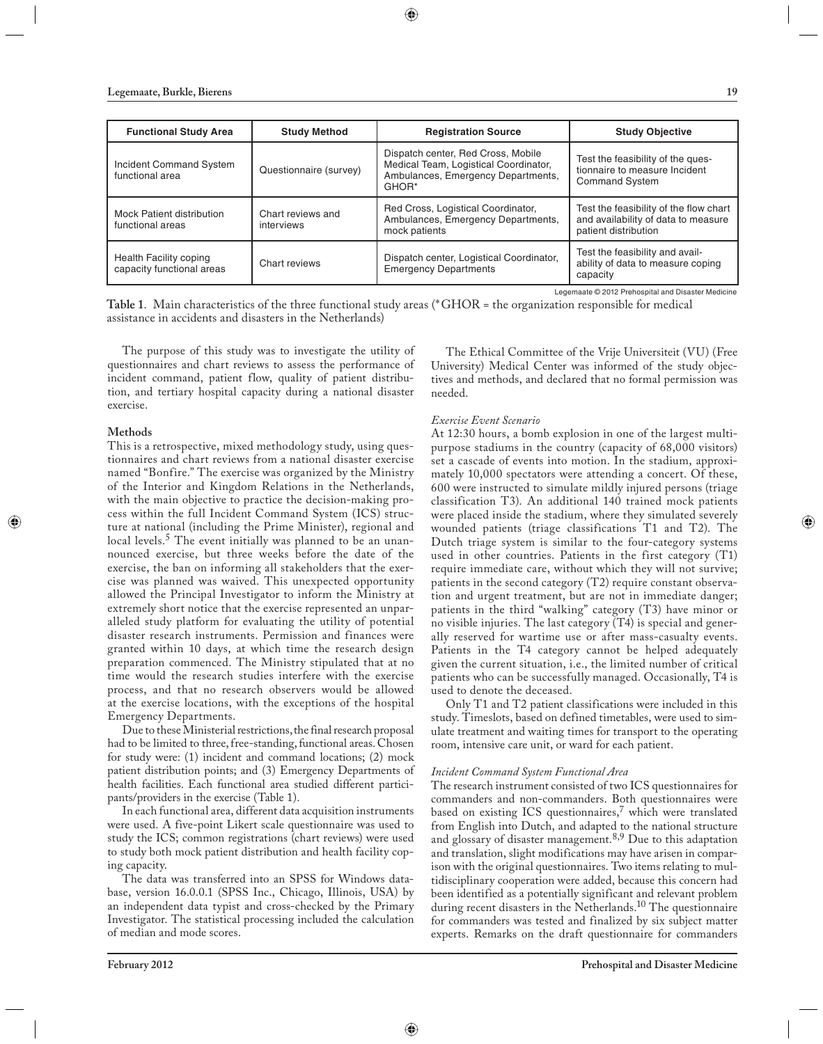| Functional Study Area | Study Method | Registration Source | Study Objective |
| --- | --- | --- | --- |
| Incident Command System functional area | Questionnaire (survey) | Dispatch center, Red Cross, Mobile Medical Team, Logistical Coordinator, Ambulances, Emergency Departments, GHOR* | Test the feasibility of the questionnaire to measure Incident Command System |
| Mock Patient distribution functional areas | Chart reviews and interviews | Red Cross, Logistical Coordinator, Ambulances, Emergency Departments, mock patients | Test the feasibility of the flow chart and availability of data to measure patient distribution |
| Health Facility coping capacity functional areas | Chart reviews | Dispatch center, Logistical Coordinator, Emergency Departments | Test the feasibility and availability of data to measure coping capacity |

Legemaate © 2012 Prehospital and Disaster Medicine

**Table 1**. Main characteristics of the three functional study areas (*GHOR = the organization responsible for medical assistance in accidents and disasters in the Netherlands)

The purpose of this study was to investigate the utility of questionnaires and chart reviews to assess the performance of incident command, patient flow, quality of patient distribution, and tertiary hospital capacity during a national disaster exercise.

## Methods

This is a retrospective, mixed methodology study, using questionnaires and chart reviews from a national disaster exercise named "Bonfire." The exercise was organized by the Ministry of the Interior and Kingdom Relations in the Netherlands, with the main objective to practice the decision-making process within the full Incident Command System (ICS) structure at national (including the Prime Minister), regional and local levels.[5] The event initially was planned to be an unannounced exercise, but three weeks before the date of the exercise, the ban on informing all stakeholders that the exercise was planned was waived. This unexpected opportunity allowed the Principal Investigator to inform the Ministry at extremely short notice that the exercise represented an unparalleled study platform for evaluating the utility of potential disaster research instruments. Permission and finances were granted within 10 days, at which time the research design preparation commenced. The Ministry stipulated that at no time would the research studies interfere with the exercise process, and that no research observers would be allowed at the exercise locations, with the exceptions of the hospital Emergency Departments.

Due to these Ministerial restrictions, the final research proposal had to be limited to three, free-standing, functional areas. Chosen for study were: (1) incident and command locations; (2) mock patient distribution points; and (3) Emergency Departments of health facilities. Each functional area studied different participants/providers in the exercise (Table 1).

In each functional area, different data acquisition instruments were used. A five-point Likert scale questionnaire was used to study the ICS; common registrations (chart reviews) were used to study both mock patient distribution and health facility coping capacity.

The data was transferred into an SPSS for Windows database, version 16.0.0.1 (SPSS Inc., Chicago, Illinois, USA) by an independent data typist and cross-checked by the Primary Investigator. The statistical processing included the calculation of median and mode scores.

The Ethical Committee of the Vrije Universiteit (VU) (Free University) Medical Center was informed of the study objectives and methods, and declared that no formal permission was needed.

### *Exercise Event Scenario*

At 12:30 hours, a bomb explosion in one of the largest multipurpose stadiums in the country (capacity of 68,000 visitors) set a cascade of events into motion. In the stadium, approximately 10,000 spectators were attending a concert. Of these, 600 were instructed to simulate mildly injured persons (triage classification T3). An additional 140 trained mock patients were placed inside the stadium, where they simulated severely wounded patients (triage classifications T1 and T2). The Dutch triage system is similar to the four-category systems used in other countries. Patients in the first category (T1) require immediate care, without which they will not survive; patients in the second category (T2) require constant observation and urgent treatment, but are not in immediate danger; patients in the third "walking" category (T3) have minor or no visible injuries. The last category (T4) is special and generally reserved for wartime use or after mass-casualty events. Patients in the T4 category cannot be helped adequately given the current situation, i.e., the limited number of critical patients who can be successfully managed. Occasionally, T4 is used to denote the deceased.

Only T1 and T2 patient classifications were included in this study. Timeslots, based on defined timetables, were used to simulate treatment and waiting times for transport to the operating room, intensive care unit, or ward for each patient.

### *Incident Command System Functional Area*

The research instrument consisted of two ICS questionnaires for commanders and non-commanders. Both questionnaires were based on existing ICS questionnaires,[7] which were translated from English into Dutch, and adapted to the national structure and glossary of disaster management.[8,9] Due to this adaptation and translation, slight modifications may have arisen in comparison with the original questionnaires. Two items relating to multidisciplinary cooperation were added, because this concern had been identified as a potentially significant and relevant problem during recent disasters in the Netherlands.[10] The questionnaire for commanders was tested and finalized by six subject matter experts. Remarks on the draft questionnaire for commanders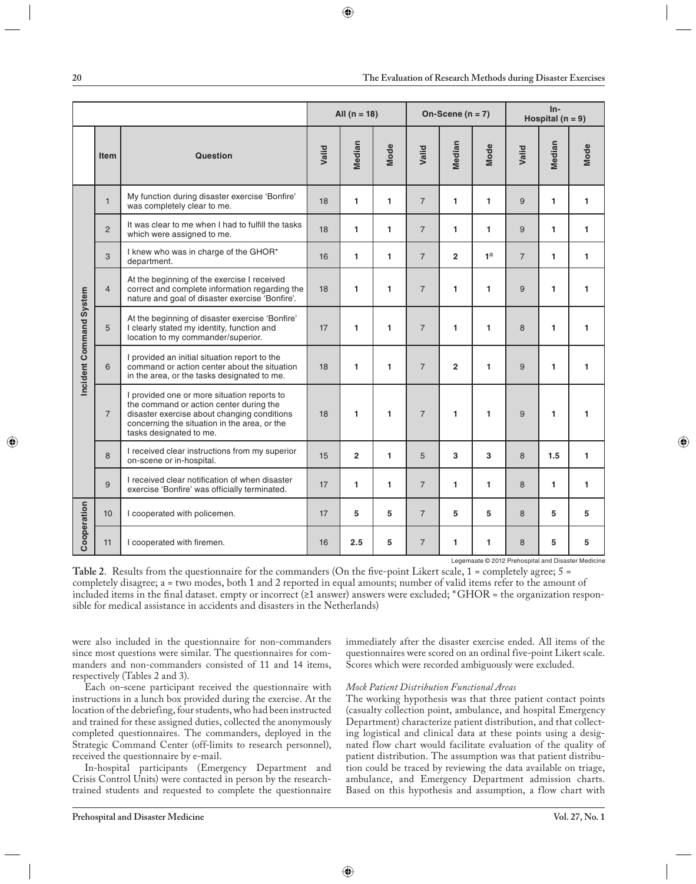| | | | All (n = 18) | | | On-Scene (n = 7) | | | In-Hospital (n = 9) | | |
|---|---|---|---|---|---|---|---|---|---|---|---|
| | Item | Question | Valid | Median | Mode | Valid | Median | Mode | Valid | Median | Mode |
| Incident Command System | 1 | My function during disaster exercise 'Bonfire' was completely clear to me. | 18 | **1** | **1** | 7 | **1** | **1** | 9 | **1** | **1** |
| | 2 | It was clear to me when I had to fulfill the tasks which were assigned to me. | 18 | **1** | **1** | 7 | **1** | **1** | 9 | **1** | **1** |
| | 3 | I knew who was in charge of the GHOR* department. | 16 | **1** | **1** | 7 | **2** | **1**[a] | 7 | **1** | **1** |
| | 4 | At the beginning of the exercise I received correct and complete information regarding the nature and goal of disaster exercise 'Bonfire'. | 18 | **1** | **1** | 7 | **1** | **1** | 9 | **1** | **1** |
| | 5 | At the beginning of disaster exercise 'Bonfire' I clearly stated my identity, function and location to my commander/superior. | 17 | **1** | **1** | 7 | **1** | **1** | 8 | **1** | **1** |
| | 6 | I provided an initial situation report to the command or action center about the situation in the area, or the tasks designated to me. | 18 | **1** | **1** | 7 | **2** | **1** | 9 | **1** | **1** |
| | 7 | I provided one or more situation reports to the command or action center during the disaster exercise about changing conditions concerning the situation in the area, or the tasks designated to me. | 18 | **1** | **1** | 7 | **1** | **1** | 9 | **1** | **1** |
| | 8 | I received clear instructions from my superior on-scene or in-hospital. | 15 | **2** | **1** | 5 | **3** | **3** | 8 | **1.5** | **1** |
| | 9 | I received clear notification of when disaster exercise 'Bonfire' was officially terminated. | 17 | **1** | **1** | 7 | **1** | **1** | 8 | **1** | **1** |
| Cooperation | 10 | I cooperated with policemen. | 17 | **5** | **5** | 7 | **5** | **5** | 8 | **5** | **5** |
| | 11 | I cooperated with firemen. | 16 | **2.5** | **5** | 7 | **1** | **1** | 8 | **5** | **5** |

Legemaate © 2012 Prehospital and Disaster Medicine

**Table 2**. Results from the questionnaire for the commanders (On the five-point Likert scale, 1 = completely agree; 5 = completely disagree; a = two modes, both 1 and 2 reported in equal amounts; number of valid items refer to the amount of included items in the final dataset. empty or incorrect (≥1 answer) answers were excluded; *GHOR = the organization responsible for medical assistance in accidents and disasters in the Netherlands)

were also included in the questionnaire for non-commanders since most questions were similar. The questionnaires for commanders and non-commanders consisted of 11 and 14 items, respectively (Tables 2 and 3).

Each on-scene participant received the questionnaire with instructions in a lunch box provided during the exercise. At the location of the debriefing, four students, who had been instructed and trained for these assigned duties, collected the anonymously completed questionnaires. The commanders, deployed in the Strategic Command Center (off-limits to research personnel), received the questionnaire by e-mail.

In-hospital participants (Emergency Department and Crisis Control Units) were contacted in person by the research-trained students and requested to complete the questionnaire immediately after the disaster exercise ended. All items of the questionnaires were scored on an ordinal five-point Likert scale. Scores which were recorded ambiguously were excluded.

*Mock Patient Distribution Functional Areas*

The working hypothesis was that three patient contact points (casualty collection point, ambulance, and hospital Emergency Department) characterize patient distribution, and that collecting logistical and clinical data at these points using a designated flow chart would facilitate evaluation of the quality of patient distribution. The assumption was that patient distribution could be traced by reviewing the data available on triage, ambulance, and Emergency Department admission charts. Based on this hypothesis and assumption, a flow chart with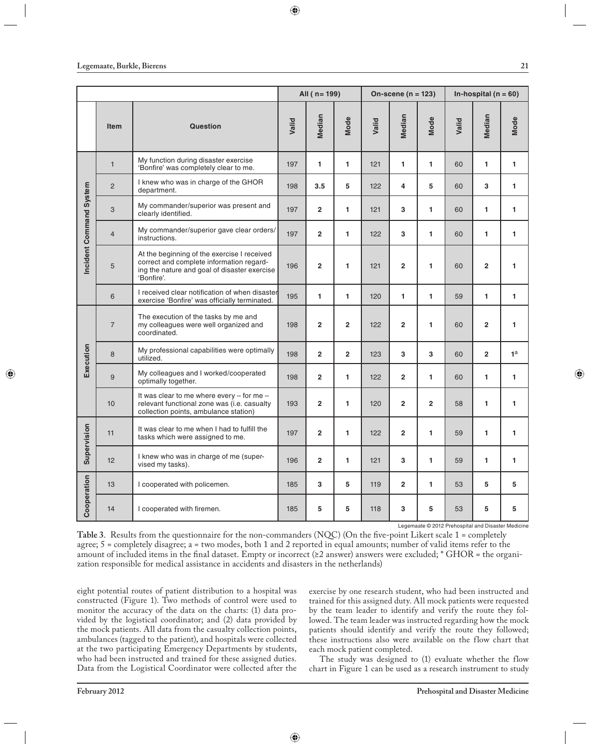| | | | All ( n= 199) | | | On-scene (n = 123) | | | In-hospital (n = 60) | | |
|---|---|---|---|---|---|---|---|---|---|---|---|
| | Item | Question | Valid | Median | Mode | Valid | Median | Mode | Valid | Median | Mode |
| Incident Command System | 1 | My function during disaster exercise 'Bonfire' was completely clear to me. | 197 | **1** | **1** | 121 | **1** | **1** | 60 | **1** | **1** |
| | 2 | I knew who was in charge of the GHOR department. | 198 | **3.5** | **5** | 122 | **4** | **5** | 60 | **3** | **1** |
| | 3 | My commander/superior was present and clearly identified. | 197 | **2** | **1** | 121 | **3** | **1** | 60 | **1** | **1** |
| | 4 | My commander/superior gave clear orders/instructions. | 197 | **2** | **1** | 122 | **3** | **1** | 60 | **1** | **1** |
| | 5 | At the beginning of the exercise I received correct and complete information regarding the nature and goal of disaster exercise 'Bonfire'. | 196 | **2** | **1** | 121 | **2** | **1** | 60 | **2** | **1** |
| | 6 | I received clear notification of when disaster exercise 'Bonfire' was officially terminated. | 195 | **1** | **1** | 120 | **1** | **1** | 59 | **1** | **1** |
| Execution | 7 | The execution of the tasks by me and my colleagues were well organized and coordinated. | 198 | **2** | **2** | 122 | **2** | **1** | 60 | **2** | **1** |
| | 8 | My professional capabilities were optimally utilized. | 198 | **2** | **2** | 123 | **3** | **3** | 60 | **2** | **1**[a] |
| | 9 | My colleagues and I worked/cooperated optimally together. | 198 | **2** | **1** | 122 | **2** | **1** | 60 | **1** | **1** |
| | 10 | It was clear to me where every – for me – relevant functional zone was (i.e. casualty collection points, ambulance station) | 193 | **2** | **1** | 120 | **2** | **2** | 58 | **1** | **1** |
| Supervision | 11 | It was clear to me when I had to fulfill the tasks which were assigned to me. | 197 | **2** | **1** | 122 | **2** | **1** | 59 | **1** | **1** |
| | 12 | I knew who was in charge of me (supervised my tasks). | 196 | **2** | **1** | 121 | **3** | **1** | 59 | **1** | **1** |
| Cooperation | 13 | I cooperated with policemen. | 185 | **3** | **5** | 119 | **2** | **1** | 53 | **5** | **5** |
| | 14 | I cooperated with firemen. | 185 | **5** | **5** | 118 | **3** | **5** | 53 | **5** | **5** |

Legemaate © 2012 Prehospital and Disaster Medicine

**Table 3**. Results from the questionnaire for the non-commanders (NQC) (On the five-point Likert scale 1 = completely agree; 5 = completely disagree; a = two modes, both 1 and 2 reported in equal amounts; number of valid items refer to the amount of included items in the final dataset. Empty or incorrect (≥2 answer) answers were excluded; * GHOR = the organization responsible for medical assistance in accidents and disasters in the netherlands)

eight potential routes of patient distribution to a hospital was constructed (Figure 1). Two methods of control were used to monitor the accuracy of the data on the charts: (1) data provided by the logistical coordinator; and (2) data provided by the mock patients. All data from the casualty collection points, ambulances (tagged to the patient), and hospitals were collected at the two participating Emergency Departments by students, who had been instructed and trained for these assigned duties. Data from the Logistical Coordinator were collected after the exercise by one research student, who had been instructed and trained for this assigned duty. All mock patients were requested by the team leader to identify and verify the route they followed. The team leader was instructed regarding how the mock patients should identify and verify the route they followed; these instructions also were available on the flow chart that each mock patient completed.

The study was designed to (1) evaluate whether the flow chart in Figure 1 can be used as a research instrument to study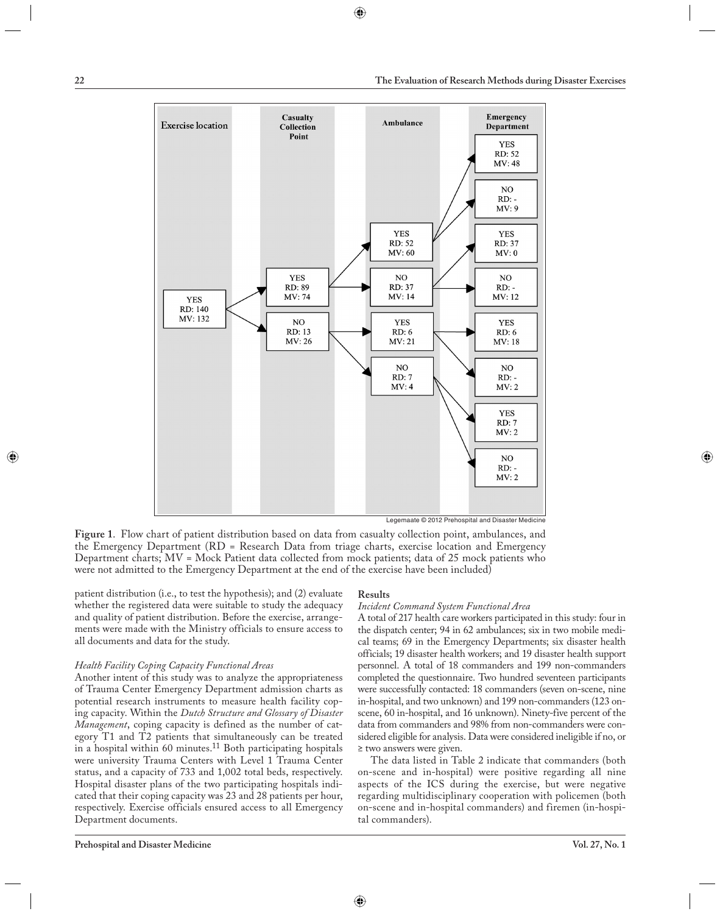**Figure 1**. Flow chart of patient distribution based on data from casualty collection point, ambulances, and the Emergency Department (RD = Research Data from triage charts, exercise location and Emergency Department charts; MV = Mock Patient data collected from mock patients; data of 25 mock patients who were not admitted to the Emergency Department at the end of the exercise have been included)

patient distribution (i.e., to test the hypothesis); and (2) evaluate whether the registered data were suitable to study the adequacy and quality of patient distribution. Before the exercise, arrangements were made with the Ministry officials to ensure access to all documents and data for the study.

### *Health Facility Coping Capacity Functional Areas*

Another intent of this study was to analyze the appropriateness of Trauma Center Emergency Department admission charts as potential research instruments to measure health facility coping capacity. Within the *Dutch Structure and Glossary of Disaster Management*, coping capacity is defined as the number of category T1 and T2 patients that simultaneously can be treated in a hospital within 60 minutes.[11] Both participating hospitals were university Trauma Centers with Level 1 Trauma Center status, and a capacity of 733 and 1,002 total beds, respectively. Hospital disaster plans of the two participating hospitals indicated that their coping capacity was 23 and 28 patients per hour, respectively. Exercise officials ensured access to all Emergency Department documents.

## Results

### *Incident Command System Functional Area*

A total of 217 health care workers participated in this study: four in the dispatch center; 94 in 62 ambulances; six in two mobile medical teams; 69 in the Emergency Departments; six disaster health officials; 19 disaster health workers; and 19 disaster health support personnel. A total of 18 commanders and 199 non-commanders completed the questionnaire. Two hundred seventeen participants were successfully contacted: 18 commanders (seven on-scene, nine in-hospital, and two unknown) and 199 non-commanders (123 on-scene, 60 in-hospital, and 16 unknown). Ninety-five percent of the data from commanders and 98% from non-commanders were considered eligible for analysis. Data were considered ineligible if no, or ≥ two answers were given.

The data listed in Table 2 indicate that commanders (both on-scene and in-hospital) were positive regarding all nine aspects of the ICS during the exercise, but were negative regarding multidisciplinary cooperation with policemen (both on-scene and in-hospital commanders) and firemen (in-hospital commanders).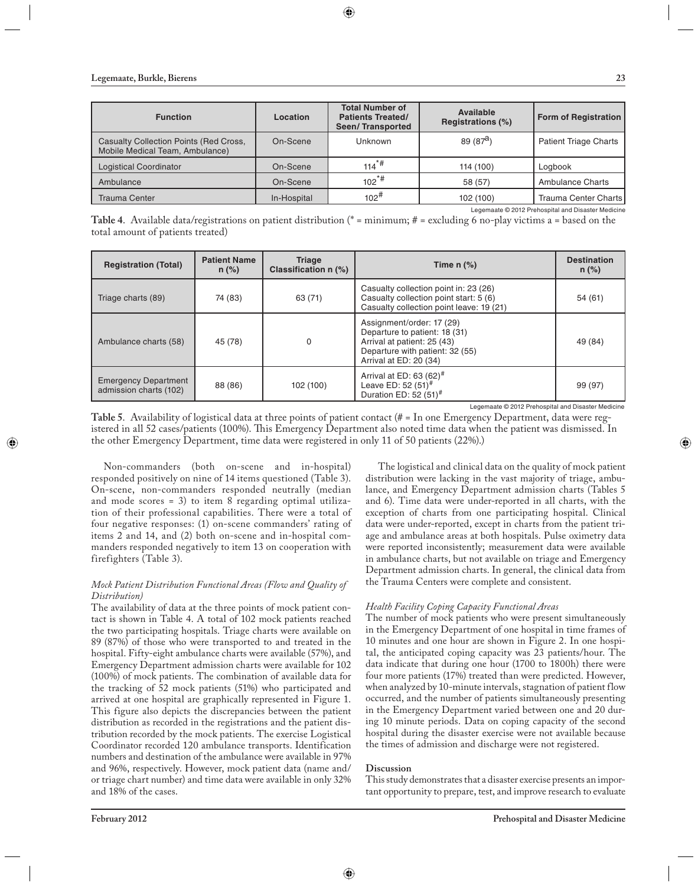| Function | Location | Total Number of Patients Treated/ Seen/ Transported | Available Registrations (%) | Form of Registration |
|---|---|---|---|---|
| Casualty Collection Points (Red Cross, Mobile Medical Team, Ambulance) | On-Scene | Unknown | 89 (87[a]) | Patient Triage Charts |
| Logistical Coordinator | On-Scene | 114*# | 114 (100) | Logbook |
| Ambulance | On-Scene | 102*# | 58 (57) | Ambulance Charts |
| Trauma Center | In-Hospital | 102# | 102 (100) | Trauma Center Charts |

Legemaate © 2012 Prehospital and Disaster Medicine

**Table 4**. Available data/registrations on patient distribution (* = minimum; # = excluding 6 no-play victims a = based on the total amount of patients treated)

| Registration (Total) | Patient Name n (%) | Triage Classification n (%) | Time n (%) | Destination n (%) |
|---|---|---|---|---|
| Triage charts (89) | 74 (83) | 63 (71) | Casualty collection point in: 23 (26)<br>Casualty collection point start: 5 (6)<br>Casualty collection point leave: 19 (21) | 54 (61) |
| Ambulance charts (58) | 45 (78) | 0 | Assignment/order: 17 (29)<br>Departure to patient: 18 (31)<br>Arrival at patient: 25 (43)<br>Departure with patient: 32 (55)<br>Arrival at ED: 20 (34) | 49 (84) |
| Emergency Department admission charts (102) | 88 (86) | 102 (100) | Arrival at ED: 63 (62)#<br>Leave ED: 52 (51)#<br>Duration ED: 52 (51)# | 99 (97) |

Legemaate © 2012 Prehospital and Disaster Medicine

**Table 5**. Availability of logistical data at three points of patient contact (# = In one Emergency Department, data were registered in all 52 cases/patients (100%). This Emergency Department also noted time data when the patient was dismissed. In the other Emergency Department, time data were registered in only 11 of 50 patients (22%).)

Non-commanders (both on-scene and in-hospital) responded positively on nine of 14 items questioned (Table 3). On-scene, non-commanders responded neutrally (median and mode scores = 3) to item 8 regarding optimal utilization of their professional capabilities. There were a total of four negative responses: (1) on-scene commanders' rating of items 2 and 14, and (2) both on-scene and in-hospital commanders responded negatively to item 13 on cooperation with firefighters (Table 3).

*Mock Patient Distribution Functional Areas (Flow and Quality of Distribution)*

The availability of data at the three points of mock patient contact is shown in Table 4. A total of 102 mock patients reached the two participating hospitals. Triage charts were available on 89 (87%) of those who were transported to and treated in the hospital. Fifty-eight ambulance charts were available (57%), and Emergency Department admission charts were available for 102 (100%) of mock patients. The combination of available data for the tracking of 52 mock patients (51%) who participated and arrived at one hospital are graphically represented in Figure 1. This figure also depicts the discrepancies between the patient distribution as recorded in the registrations and the patient distribution recorded by the mock patients. The exercise Logistical Coordinator recorded 120 ambulance transports. Identification numbers and destination of the ambulance were available in 97% and 96%, respectively. However, mock patient data (name and/or triage chart number) and time data were available in only 32% and 18% of the cases.

The logistical and clinical data on the quality of mock patient distribution were lacking in the vast majority of triage, ambulance, and Emergency Department admission charts (Tables 5 and 6). Time data were under-reported in all charts, with the exception of charts from one participating hospital. Clinical data were under-reported, except in charts from the patient triage and ambulance areas at both hospitals. Pulse oximetry data were reported inconsistently; measurement data were available in ambulance charts, but not available on triage and Emergency Department admission charts. In general, the clinical data from the Trauma Centers were complete and consistent.

*Health Facility Coping Capacity Functional Areas*

The number of mock patients who were present simultaneously in the Emergency Department of one hospital in time frames of 10 minutes and one hour are shown in Figure 2. In one hospital, the anticipated coping capacity was 23 patients/hour. The data indicate that during one hour (1700 to 1800h) there were four more patients (17%) treated than were predicted. However, when analyzed by 10-minute intervals, stagnation of patient flow occurred, and the number of patients simultaneously presenting in the Emergency Department varied between one and 20 during 10 minute periods. Data on coping capacity of the second hospital during the disaster exercise were not available because the times of admission and discharge were not registered.

**Discussion**

This study demonstrates that a disaster exercise presents an important opportunity to prepare, test, and improve research to evaluate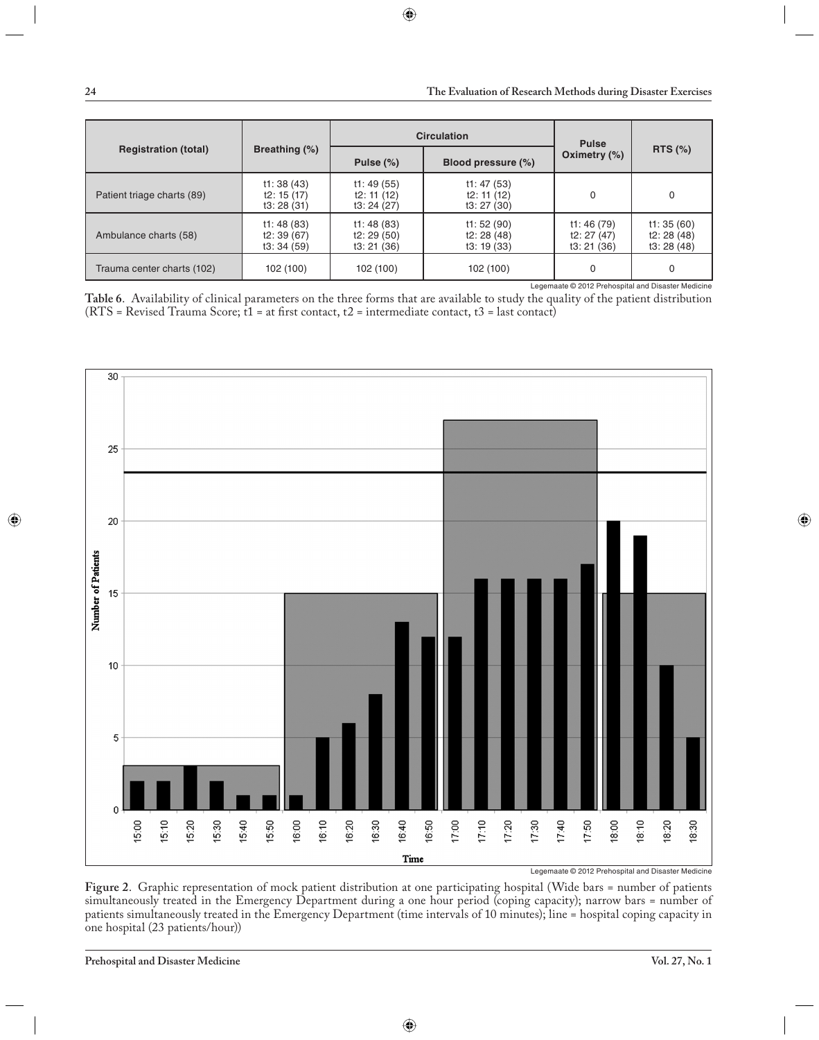| Registration (total) | Breathing (%) | Circulation | | Pulse Oximetry (%) | RTS (%) |
|---|---|---|---|---|---|
| | | Pulse (%) | Blood pressure (%) | | |
| Patient triage charts (89) | t1: 38 (43) t2: 15 (17) t3: 28 (31) | t1: 49 (55) t2: 11 (12) t3: 24 (27) | t1: 47 (53) t2: 11 (12) t3: 27 (30) | 0 | 0 |
| Ambulance charts (58) | t1: 48 (83) t2: 39 (67) t3: 34 (59) | t1: 48 (83) t2: 29 (50) t3: 21 (36) | t1: 52 (90) t2: 28 (48) t3: 19 (33) | t1: 46 (79) t2: 27 (47) t3: 21 (36) | t1: 35 (60) t2: 28 (48) t3: 28 (48) |
| Trauma center charts (102) | 102 (100) | 102 (100) | 102 (100) | 0 | 0 |

Legemaate © 2012 Prehospital and Disaster Medicine

**Table 6**. Availability of clinical parameters on the three forms that are available to study the quality of the patient distribution (RTS = Revised Trauma Score; t1 = at first contact, t2 = intermediate contact, t3 = last contact)

Legemaate © 2012 Prehospital and Disaster Medicine

**Figure 2**. Graphic representation of mock patient distribution at one participating hospital (Wide bars = number of patients simultaneously treated in the Emergency Department during a one hour period (coping capacity); narrow bars = number of patients simultaneously treated in the Emergency Department (time intervals of 10 minutes); line = hospital coping capacity in one hospital (23 patients/hour))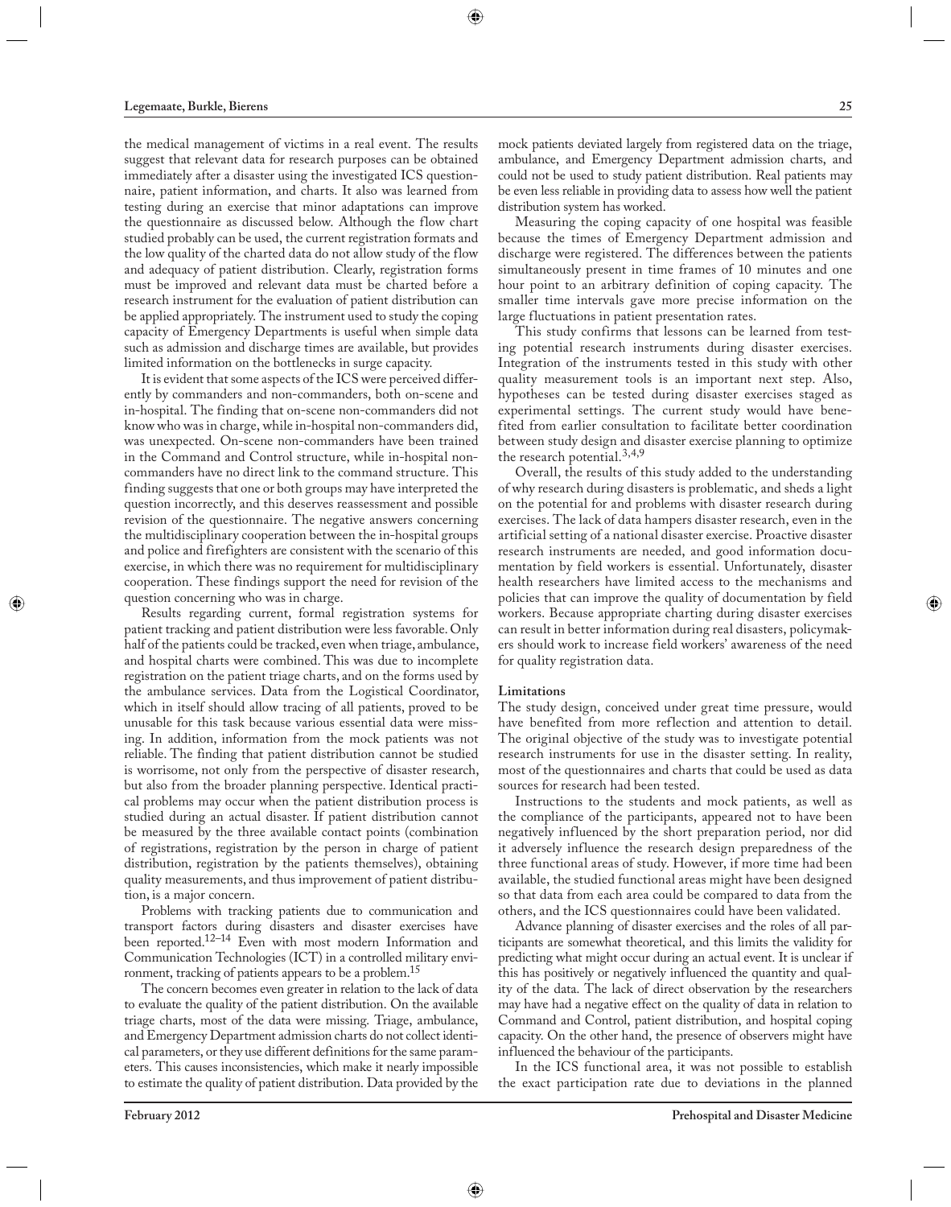the medical management of victims in a real event. The results suggest that relevant data for research purposes can be obtained immediately after a disaster using the investigated ICS questionnaire, patient information, and charts. It also was learned from testing during an exercise that minor adaptations can improve the questionnaire as discussed below. Although the flow chart studied probably can be used, the current registration formats and the low quality of the charted data do not allow study of the flow and adequacy of patient distribution. Clearly, registration forms must be improved and relevant data must be charted before a research instrument for the evaluation of patient distribution can be applied appropriately. The instrument used to study the coping capacity of Emergency Departments is useful when simple data such as admission and discharge times are available, but provides limited information on the bottlenecks in surge capacity.

It is evident that some aspects of the ICS were perceived differently by commanders and non-commanders, both on-scene and in-hospital. The finding that on-scene non-commanders did not know who was in charge, while in-hospital non-commanders did, was unexpected. On-scene non-commanders have been trained in the Command and Control structure, while in-hospital non-commanders have no direct link to the command structure. This finding suggests that one or both groups may have interpreted the question incorrectly, and this deserves reassessment and possible revision of the questionnaire. The negative answers concerning the multidisciplinary cooperation between the in-hospital groups and police and firefighters are consistent with the scenario of this exercise, in which there was no requirement for multidisciplinary cooperation. These findings support the need for revision of the question concerning who was in charge.

Results regarding current, formal registration systems for patient tracking and patient distribution were less favorable. Only half of the patients could be tracked, even when triage, ambulance, and hospital charts were combined. This was due to incomplete registration on the patient triage charts, and on the forms used by the ambulance services. Data from the Logistical Coordinator, which in itself should allow tracing of all patients, proved to be unusable for this task because various essential data were missing. In addition, information from the mock patients was not reliable. The finding that patient distribution cannot be studied is worrisome, not only from the perspective of disaster research, but also from the broader planning perspective. Identical practical problems may occur when the patient distribution process is studied during an actual disaster. If patient distribution cannot be measured by the three available contact points (combination of registrations, registration by the person in charge of patient distribution, registration by the patients themselves), obtaining quality measurements, and thus improvement of patient distribution, is a major concern.

Problems with tracking patients due to communication and transport factors during disasters and disaster exercises have been reported.[12–14] Even with most modern Information and Communication Technologies (ICT) in a controlled military environment, tracking of patients appears to be a problem.[15]

The concern becomes even greater in relation to the lack of data to evaluate the quality of the patient distribution. On the available triage charts, most of the data were missing. Triage, ambulance, and Emergency Department admission charts do not collect identical parameters, or they use different definitions for the same parameters. This causes inconsistencies, which make it nearly impossible to estimate the quality of patient distribution. Data provided by the mock patients deviated largely from registered data on the triage, ambulance, and Emergency Department admission charts, and could not be used to study patient distribution. Real patients may be even less reliable in providing data to assess how well the patient distribution system has worked.

Measuring the coping capacity of one hospital was feasible because the times of Emergency Department admission and discharge were registered. The differences between the patients simultaneously present in time frames of 10 minutes and one hour point to an arbitrary definition of coping capacity. The smaller time intervals gave more precise information on the large fluctuations in patient presentation rates.

This study confirms that lessons can be learned from testing potential research instruments during disaster exercises. Integration of the instruments tested in this study with other quality measurement tools is an important next step. Also, hypotheses can be tested during disaster exercises staged as experimental settings. The current study would have benefited from earlier consultation to facilitate better coordination between study design and disaster exercise planning to optimize the research potential.[3,4,9]

Overall, the results of this study added to the understanding of why research during disasters is problematic, and sheds a light on the potential for and problems with disaster research during exercises. The lack of data hampers disaster research, even in the artificial setting of a national disaster exercise. Proactive disaster research instruments are needed, and good information documentation by field workers is essential. Unfortunately, disaster health researchers have limited access to the mechanisms and policies that can improve the quality of documentation by field workers. Because appropriate charting during disaster exercises can result in better information during real disasters, policymakers should work to increase field workers' awareness of the need for quality registration data.

### Limitations

The study design, conceived under great time pressure, would have benefited from more reflection and attention to detail. The original objective of the study was to investigate potential research instruments for use in the disaster setting. In reality, most of the questionnaires and charts that could be used as data sources for research had been tested.

Instructions to the students and mock patients, as well as the compliance of the participants, appeared not to have been negatively influenced by the short preparation period, nor did it adversely influence the research design preparedness of the three functional areas of study. However, if more time had been available, the studied functional areas might have been designed so that data from each area could be compared to data from the others, and the ICS questionnaires could have been validated.

Advance planning of disaster exercises and the roles of all participants are somewhat theoretical, and this limits the validity for predicting what might occur during an actual event. It is unclear if this has positively or negatively influenced the quantity and quality of the data. The lack of direct observation by the researchers may have had a negative effect on the quality of data in relation to Command and Control, patient distribution, and hospital coping capacity. On the other hand, the presence of observers might have influenced the behaviour of the participants.

In the ICS functional area, it was not possible to establish the exact participation rate due to deviations in the planned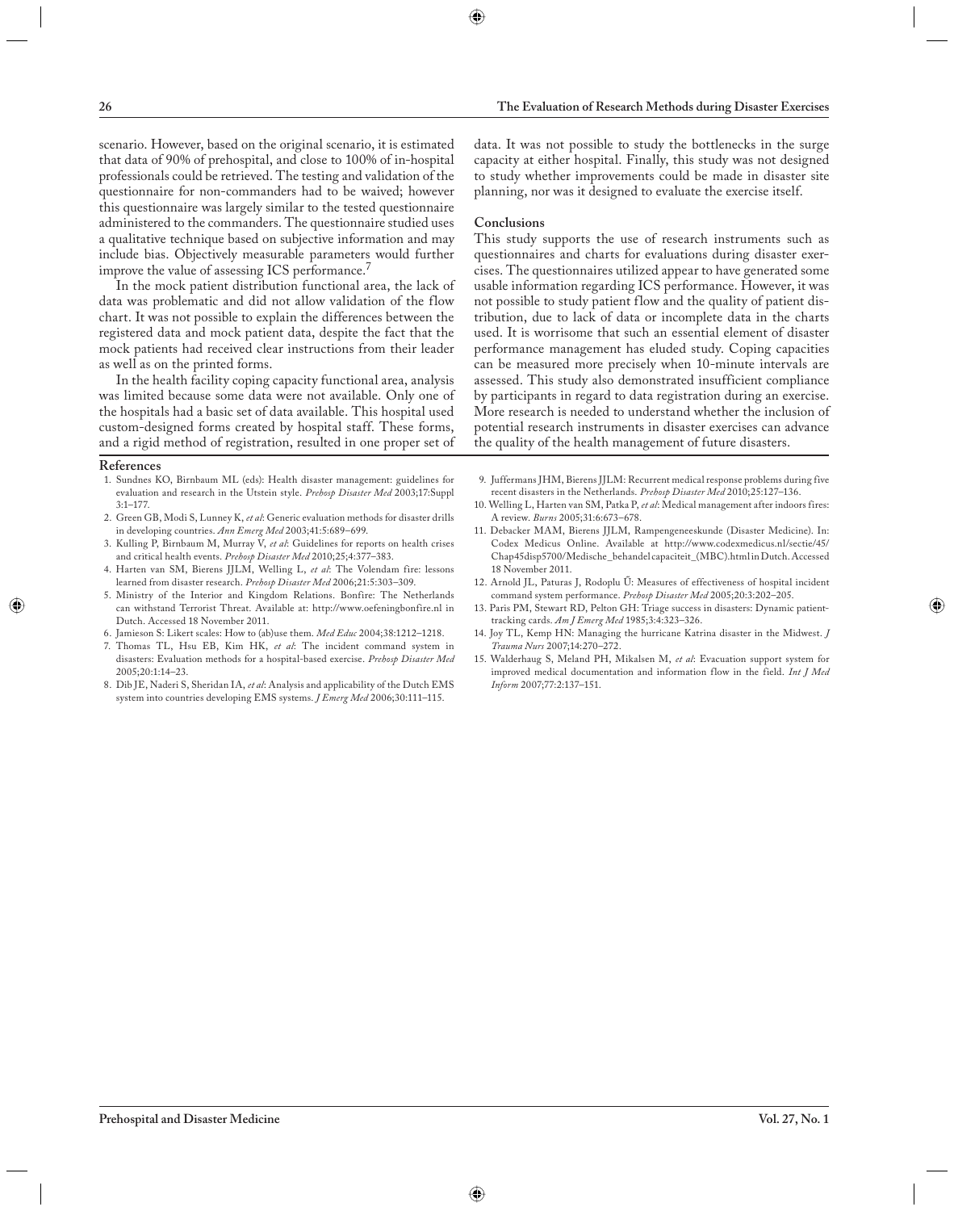scenario. However, based on the original scenario, it is estimated that data of 90% of prehospital, and close to 100% of in-hospital professionals could be retrieved. The testing and validation of the questionnaire for non-commanders had to be waived; however this questionnaire was largely similar to the tested questionnaire administered to the commanders. The questionnaire studied uses a qualitative technique based on subjective information and may include bias. Objectively measurable parameters would further improve the value of assessing ICS performance.[7]

In the mock patient distribution functional area, the lack of data was problematic and did not allow validation of the flow chart. It was not possible to explain the differences between the registered data and mock patient data, despite the fact that the mock patients had received clear instructions from their leader as well as on the printed forms.

In the health facility coping capacity functional area, analysis was limited because some data were not available. Only one of the hospitals had a basic set of data available. This hospital used custom-designed forms created by hospital staff. These forms, and a rigid method of registration, resulted in one proper set of data. It was not possible to study the bottlenecks in the surge capacity at either hospital. Finally, this study was not designed to study whether improvements could be made in disaster site planning, nor was it designed to evaluate the exercise itself.

## Conclusions

This study supports the use of research instruments such as questionnaires and charts for evaluations during disaster exercises. The questionnaires utilized appear to have generated some usable information regarding ICS performance. However, it was not possible to study patient flow and the quality of patient distribution, due to lack of data or incomplete data in the charts used. It is worrisome that such an essential element of disaster performance management has eluded study. Coping capacities can be measured more precisely when 10-minute intervals are assessed. This study also demonstrated insufficient compliance by participants in regard to data registration during an exercise. More research is needed to understand whether the inclusion of potential research instruments in disaster exercises can advance the quality of the health management of future disasters.

## References

1. Sundnes KO, Birnbaum ML (eds): Health disaster management: guidelines for evaluation and research in the Utstein style. *Prehosp Disaster Med* 2003;17:Suppl 3:1–177.
2. Green GB, Modi S, Lunney K, *et al*: Generic evaluation methods for disaster drills in developing countries. *Ann Emerg Med* 2003;41:5:689–699.
3. Kulling P, Birnbaum M, Murray V, *et al*: Guidelines for reports on health crises and critical health events. *Prehosp Disaster Med* 2010;25;4:377–383.
4. Harten van SM, Bierens JJLM, Welling L, *et al*: The Volendam fire: lessons learned from disaster research. *Prehosp Disaster Med* 2006;21:5:303–309.
5. Ministry of the Interior and Kingdom Relations. Bonfire: The Netherlands can withstand Terrorist Threat. Available at: http://www.oefeningbonfire.nl in Dutch. Accessed 18 November 2011.
6. Jamieson S: Likert scales: How to (ab)use them. *Med Educ* 2004;38:1212–1218.
7. Thomas TL, Hsu EB, Kim HK, *et al*: The incident command system in disasters: Evaluation methods for a hospital-based exercise. *Prehosp Disaster Med* 2005;20:1:14–23.
8. Dib JE, Naderi S, Sheridan IA, *et al*: Analysis and applicability of the Dutch EMS system into countries developing EMS systems. *J Emerg Med* 2006;30:111–115.
9. Juffermans JHM, Bierens JJLM: Recurrent medical response problems during five recent disasters in the Netherlands. *Prehosp Disaster Med* 2010;25:127–136.
10. Welling L, Harten van SM, Patka P, *et al*: Medical management after indoors fires: A review. *Burns* 2005;31:6:673–678.
11. Debacker MAM, Bierens JJLM, Rampengeneeskunde (Disaster Medicine). In: Codex Medicus Online. Available at http://www.codexmedicus.nl/sectie/45/Chap45disp5700/Medische_behandelcapaciteit_(MBC).html in Dutch. Accessed 18 November 2011.
12. Arnold JL, Paturas J, Rodoplu Ü: Measures of effectiveness of hospital incident command system performance. *Prehosp Disaster Med* 2005;20:3:202–205.
13. Paris PM, Stewart RD, Pelton GH: Triage success in disasters: Dynamic patient-tracking cards. *Am J Emerg Med* 1985;3:4:323–326.
14. Joy TL, Kemp HN: Managing the hurricane Katrina disaster in the Midwest. *J Trauma Nurs* 2007;14:270–272.
15. Walderhaug S, Meland PH, Mikalsen M, *et al*: Evacuation support system for improved medical documentation and information flow in the field. *Int J Med Inform* 2007;77:2:137–151.